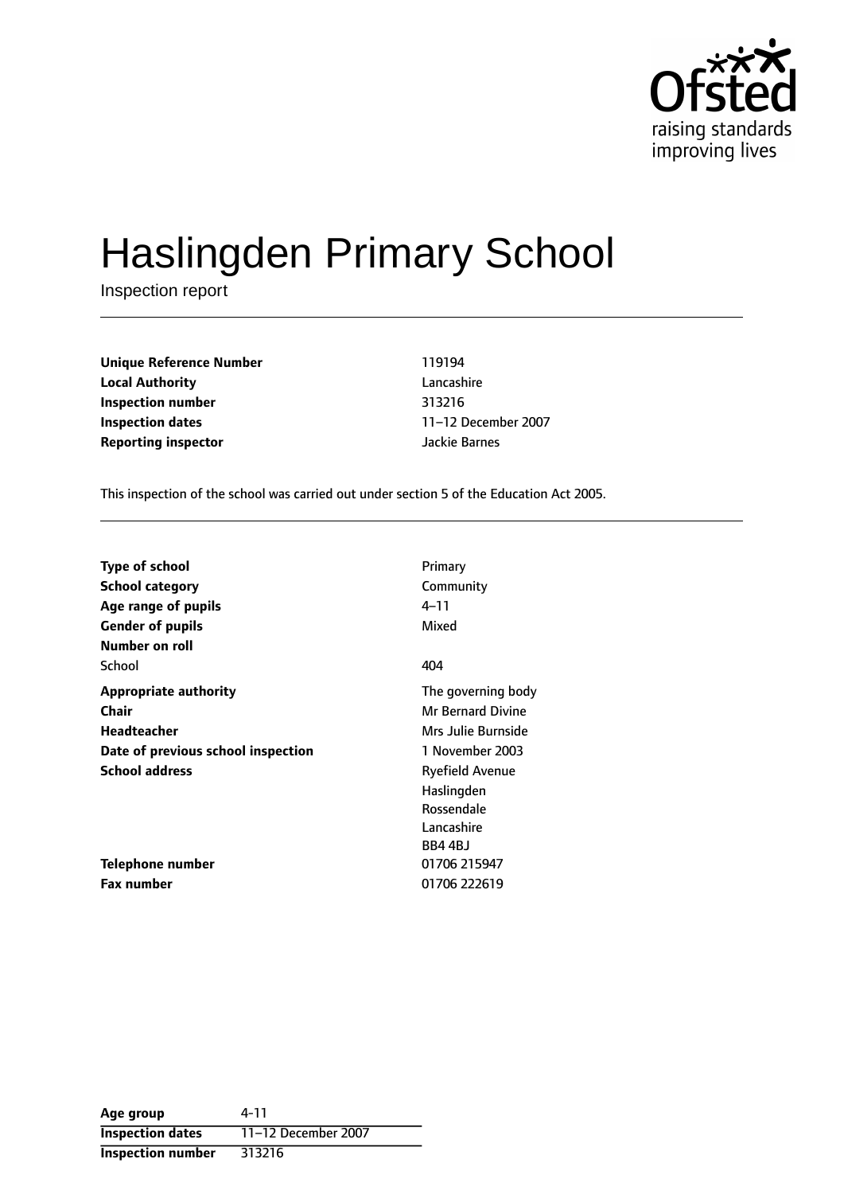# Haslingden Primary School

Inspection report

| | |
|---|---|
| **Unique Reference Number** | 119194 |
| **Local Authority** | Lancashire |
| **Inspection number** | 313216 |
| **Inspection dates** | 11–12 December 2007 |
| **Reporting inspector** | Jackie Barnes |

This inspection of the school was carried out under section 5 of the Education Act 2005.

| | |
|---|---|
| **Type of school** | Primary |
| **School category** | Community |
| **Age range of pupils** | 4–11 |
| **Gender of pupils** | Mixed |
| **Number on roll** | |
| School | 404 |
| **Appropriate authority** | The governing body |
| **Chair** | Mr Bernard Divine |
| **Headteacher** | Mrs Julie Burnside |
| **Date of previous school inspection** | 1 November 2003 |
| **School address** | Ryefield Avenue<br>Haslingden<br>Rossendale<br>Lancashire<br>BB4 4BJ |
| **Telephone number** | 01706 215947 |
| **Fax number** | 01706 222619 |

| | |
|---|---|
| **Age group** | 4-11 |
| **Inspection dates** | 11–12 December 2007 |
| **Inspection number** | 313216 |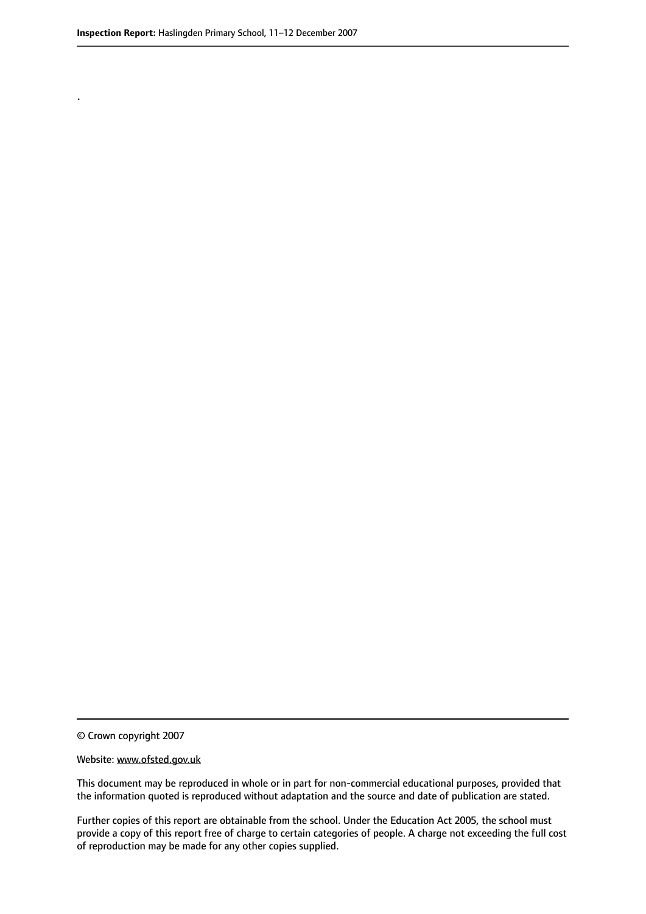.

© Crown copyright 2007

Website: www.ofsted.gov.uk

This document may be reproduced in whole or in part for non-commercial educational purposes, provided that the information quoted is reproduced without adaptation and the source and date of publication are stated.

Further copies of this report are obtainable from the school. Under the Education Act 2005, the school must provide a copy of this report free of charge to certain categories of people. A charge not exceeding the full cost of reproduction may be made for any other copies supplied.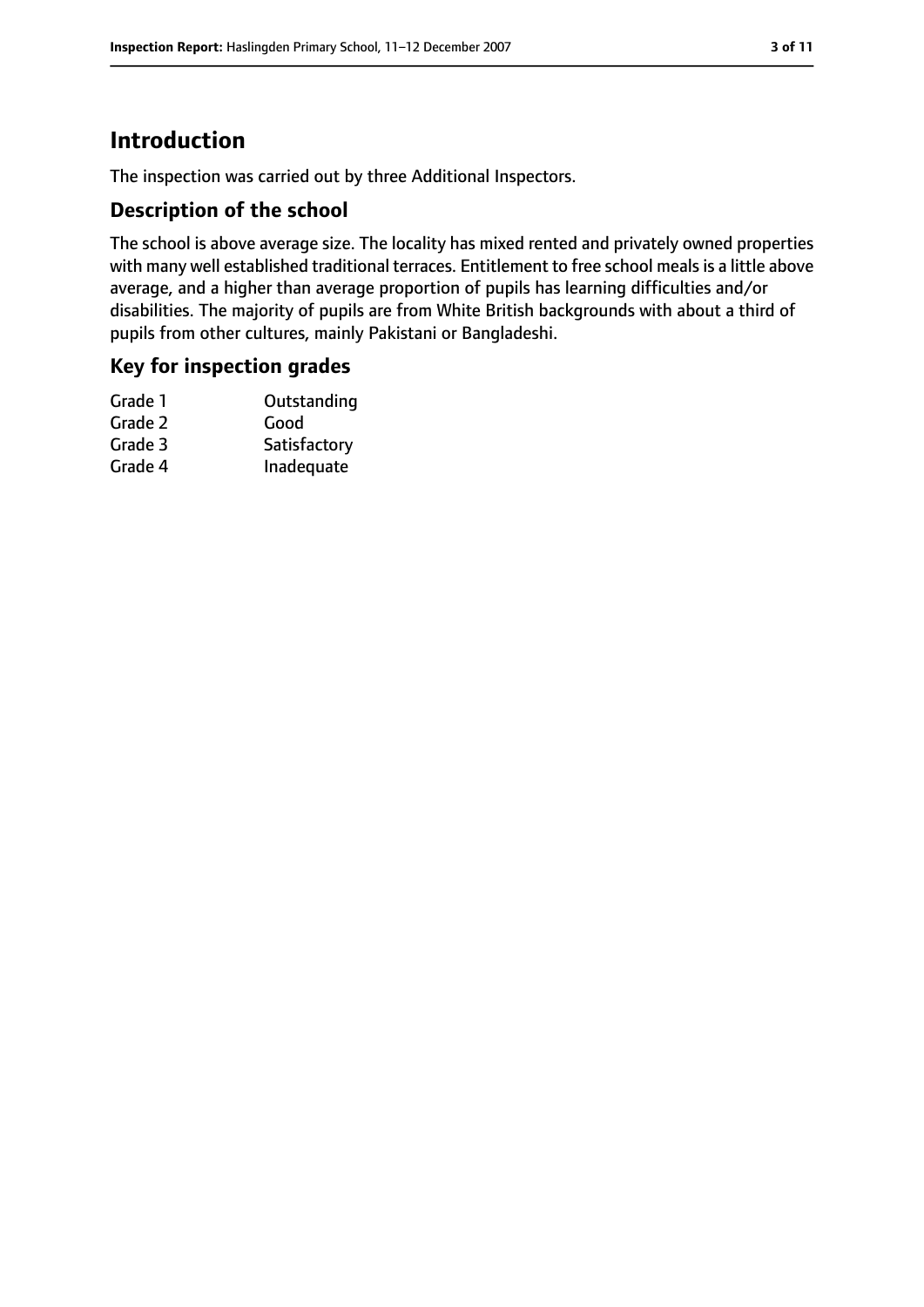# Introduction

The inspection was carried out by three Additional Inspectors.

## Description of the school

The school is above average size. The locality has mixed rented and privately owned properties with many well established traditional terraces. Entitlement to free school meals is a little above average, and a higher than average proportion of pupils has learning difficulties and/or disabilities. The majority of pupils are from White British backgrounds with about a third of pupils from other cultures, mainly Pakistani or Bangladeshi.

## Key for inspection grades

| | |
|---|---|
| Grade 1 | Outstanding |
| Grade 2 | Good |
| Grade 3 | Satisfactory |
| Grade 4 | Inadequate |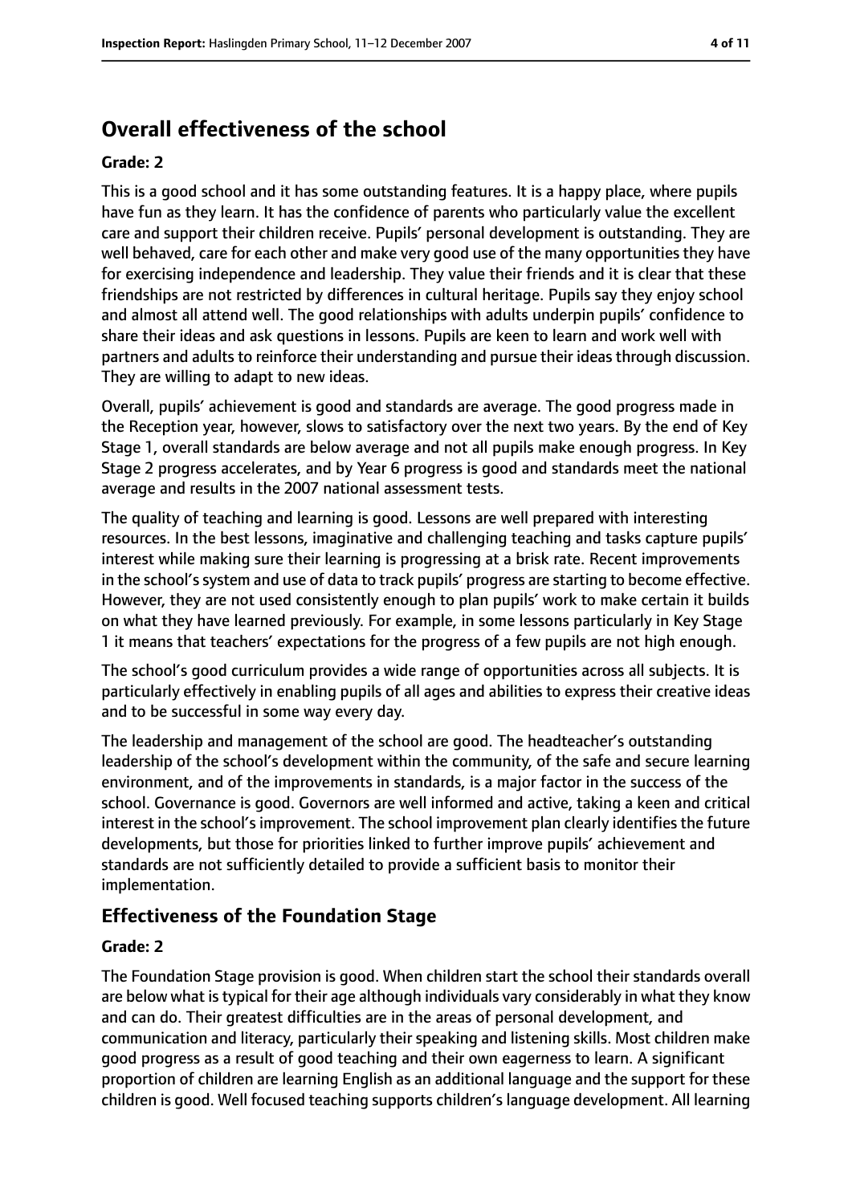# Overall effectiveness of the school

### Grade: 2

This is a good school and it has some outstanding features. It is a happy place, where pupils have fun as they learn. It has the confidence of parents who particularly value the excellent care and support their children receive. Pupils' personal development is outstanding. They are well behaved, care for each other and make very good use of the many opportunities they have for exercising independence and leadership. They value their friends and it is clear that these friendships are not restricted by differences in cultural heritage. Pupils say they enjoy school and almost all attend well. The good relationships with adults underpin pupils' confidence to share their ideas and ask questions in lessons. Pupils are keen to learn and work well with partners and adults to reinforce their understanding and pursue their ideas through discussion. They are willing to adapt to new ideas.

Overall, pupils' achievement is good and standards are average. The good progress made in the Reception year, however, slows to satisfactory over the next two years. By the end of Key Stage 1, overall standards are below average and not all pupils make enough progress. In Key Stage 2 progress accelerates, and by Year 6 progress is good and standards meet the national average and results in the 2007 national assessment tests.

The quality of teaching and learning is good. Lessons are well prepared with interesting resources. In the best lessons, imaginative and challenging teaching and tasks capture pupils' interest while making sure their learning is progressing at a brisk rate. Recent improvements in the school's system and use of data to track pupils' progress are starting to become effective. However, they are not used consistently enough to plan pupils' work to make certain it builds on what they have learned previously. For example, in some lessons particularly in Key Stage 1 it means that teachers' expectations for the progress of a few pupils are not high enough.

The school's good curriculum provides a wide range of opportunities across all subjects. It is particularly effectively in enabling pupils of all ages and abilities to express their creative ideas and to be successful in some way every day.

The leadership and management of the school are good. The headteacher's outstanding leadership of the school's development within the community, of the safe and secure learning environment, and of the improvements in standards, is a major factor in the success of the school. Governance is good. Governors are well informed and active, taking a keen and critical interest in the school's improvement. The school improvement plan clearly identifies the future developments, but those for priorities linked to further improve pupils' achievement and standards are not sufficiently detailed to provide a sufficient basis to monitor their implementation.

## Effectiveness of the Foundation Stage

### Grade: 2

The Foundation Stage provision is good. When children start the school their standards overall are below what is typical for their age although individuals vary considerably in what they know and can do. Their greatest difficulties are in the areas of personal development, and communication and literacy, particularly their speaking and listening skills. Most children make good progress as a result of good teaching and their own eagerness to learn. A significant proportion of children are learning English as an additional language and the support for these children is good. Well focused teaching supports children's language development. All learning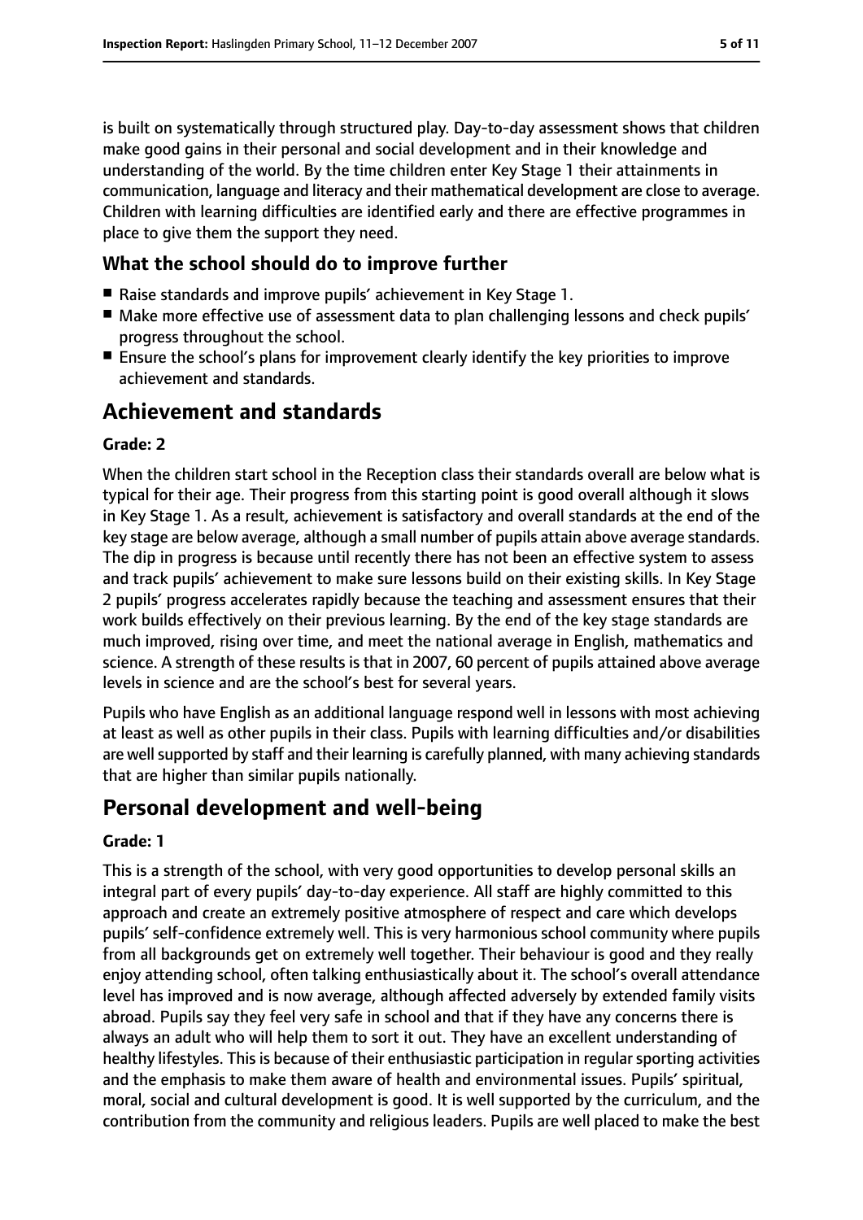is built on systematically through structured play. Day-to-day assessment shows that children make good gains in their personal and social development and in their knowledge and understanding of the world. By the time children enter Key Stage 1 their attainments in communication, language and literacy and their mathematical development are close to average. Children with learning difficulties are identified early and there are effective programmes in place to give them the support they need.

### What the school should do to improve further

- Raise standards and improve pupils' achievement in Key Stage 1.
- Make more effective use of assessment data to plan challenging lessons and check pupils' progress throughout the school.
- Ensure the school's plans for improvement clearly identify the key priorities to improve achievement and standards.

## Achievement and standards

#### Grade: 2

When the children start school in the Reception class their standards overall are below what is typical for their age. Their progress from this starting point is good overall although it slows in Key Stage 1. As a result, achievement is satisfactory and overall standards at the end of the key stage are below average, although a small number of pupils attain above average standards. The dip in progress is because until recently there has not been an effective system to assess and track pupils' achievement to make sure lessons build on their existing skills. In Key Stage 2 pupils' progress accelerates rapidly because the teaching and assessment ensures that their work builds effectively on their previous learning. By the end of the key stage standards are much improved, rising over time, and meet the national average in English, mathematics and science. A strength of these results is that in 2007, 60 percent of pupils attained above average levels in science and are the school's best for several years.

Pupils who have English as an additional language respond well in lessons with most achieving at least as well as other pupils in their class. Pupils with learning difficulties and/or disabilities are well supported by staff and their learning is carefully planned, with many achieving standards that are higher than similar pupils nationally.

## Personal development and well-being

#### Grade: 1

This is a strength of the school, with very good opportunities to develop personal skills an integral part of every pupils' day-to-day experience. All staff are highly committed to this approach and create an extremely positive atmosphere of respect and care which develops pupils' self-confidence extremely well. This is very harmonious school community where pupils from all backgrounds get on extremely well together. Their behaviour is good and they really enjoy attending school, often talking enthusiastically about it. The school's overall attendance level has improved and is now average, although affected adversely by extended family visits abroad. Pupils say they feel very safe in school and that if they have any concerns there is always an adult who will help them to sort it out. They have an excellent understanding of healthy lifestyles. This is because of their enthusiastic participation in regular sporting activities and the emphasis to make them aware of health and environmental issues. Pupils' spiritual, moral, social and cultural development is good. It is well supported by the curriculum, and the contribution from the community and religious leaders. Pupils are well placed to make the best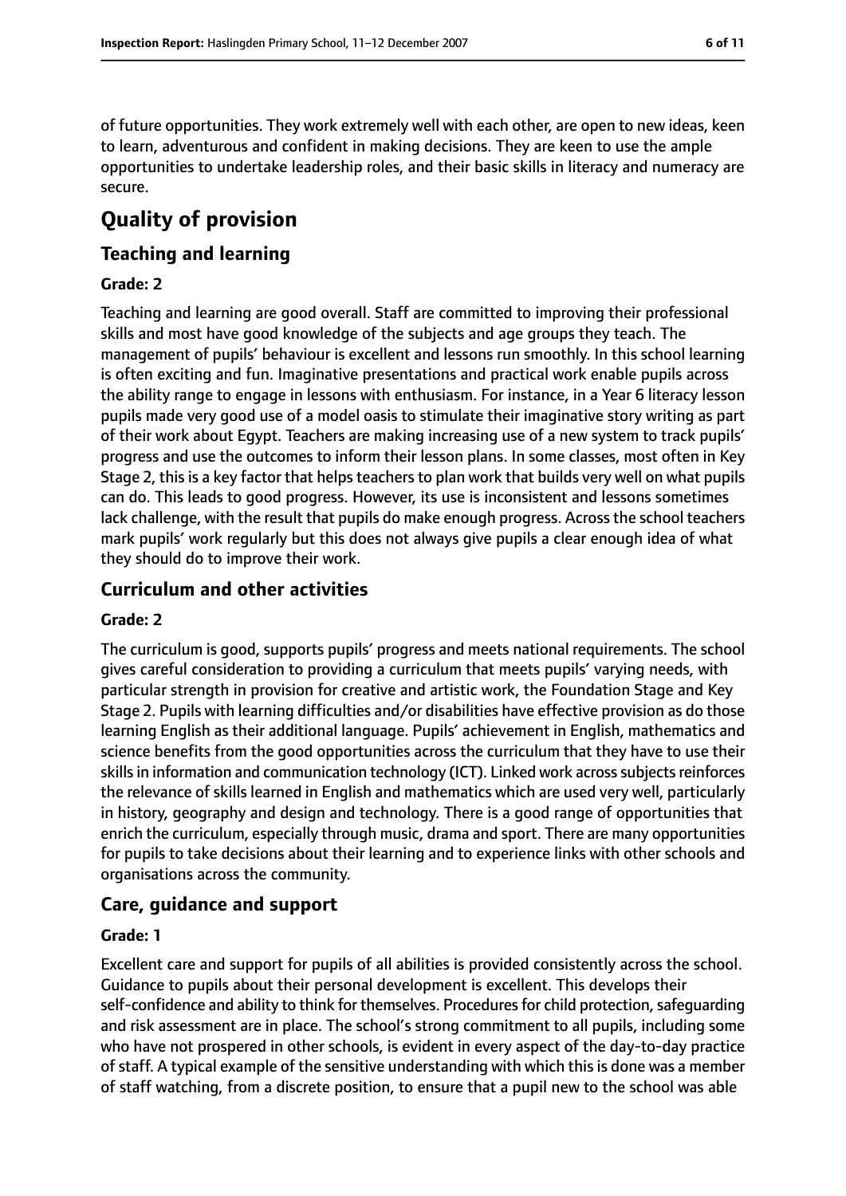of future opportunities. They work extremely well with each other, are open to new ideas, keen to learn, adventurous and confident in making decisions. They are keen to use the ample opportunities to undertake leadership roles, and their basic skills in literacy and numeracy are secure.

# Quality of provision

## Teaching and learning

### Grade: 2

Teaching and learning are good overall. Staff are committed to improving their professional skills and most have good knowledge of the subjects and age groups they teach. The management of pupils' behaviour is excellent and lessons run smoothly. In this school learning is often exciting and fun. Imaginative presentations and practical work enable pupils across the ability range to engage in lessons with enthusiasm. For instance, in a Year 6 literacy lesson pupils made very good use of a model oasis to stimulate their imaginative story writing as part of their work about Egypt. Teachers are making increasing use of a new system to track pupils' progress and use the outcomes to inform their lesson plans. In some classes, most often in Key Stage 2, this is a key factor that helps teachers to plan work that builds very well on what pupils can do. This leads to good progress. However, its use is inconsistent and lessons sometimes lack challenge, with the result that pupils do make enough progress. Across the school teachers mark pupils' work regularly but this does not always give pupils a clear enough idea of what they should do to improve their work.

## Curriculum and other activities

### Grade: 2

The curriculum is good, supports pupils' progress and meets national requirements. The school gives careful consideration to providing a curriculum that meets pupils' varying needs, with particular strength in provision for creative and artistic work, the Foundation Stage and Key Stage 2. Pupils with learning difficulties and/or disabilities have effective provision as do those learning English as their additional language. Pupils' achievement in English, mathematics and science benefits from the good opportunities across the curriculum that they have to use their skills in information and communication technology (ICT). Linked work across subjects reinforces the relevance of skills learned in English and mathematics which are used very well, particularly in history, geography and design and technology. There is a good range of opportunities that enrich the curriculum, especially through music, drama and sport. There are many opportunities for pupils to take decisions about their learning and to experience links with other schools and organisations across the community.

## Care, guidance and support

### Grade: 1

Excellent care and support for pupils of all abilities is provided consistently across the school. Guidance to pupils about their personal development is excellent. This develops their self-confidence and ability to think for themselves. Procedures for child protection, safeguarding and risk assessment are in place. The school's strong commitment to all pupils, including some who have not prospered in other schools, is evident in every aspect of the day-to-day practice of staff. A typical example of the sensitive understanding with which this is done was a member of staff watching, from a discrete position, to ensure that a pupil new to the school was able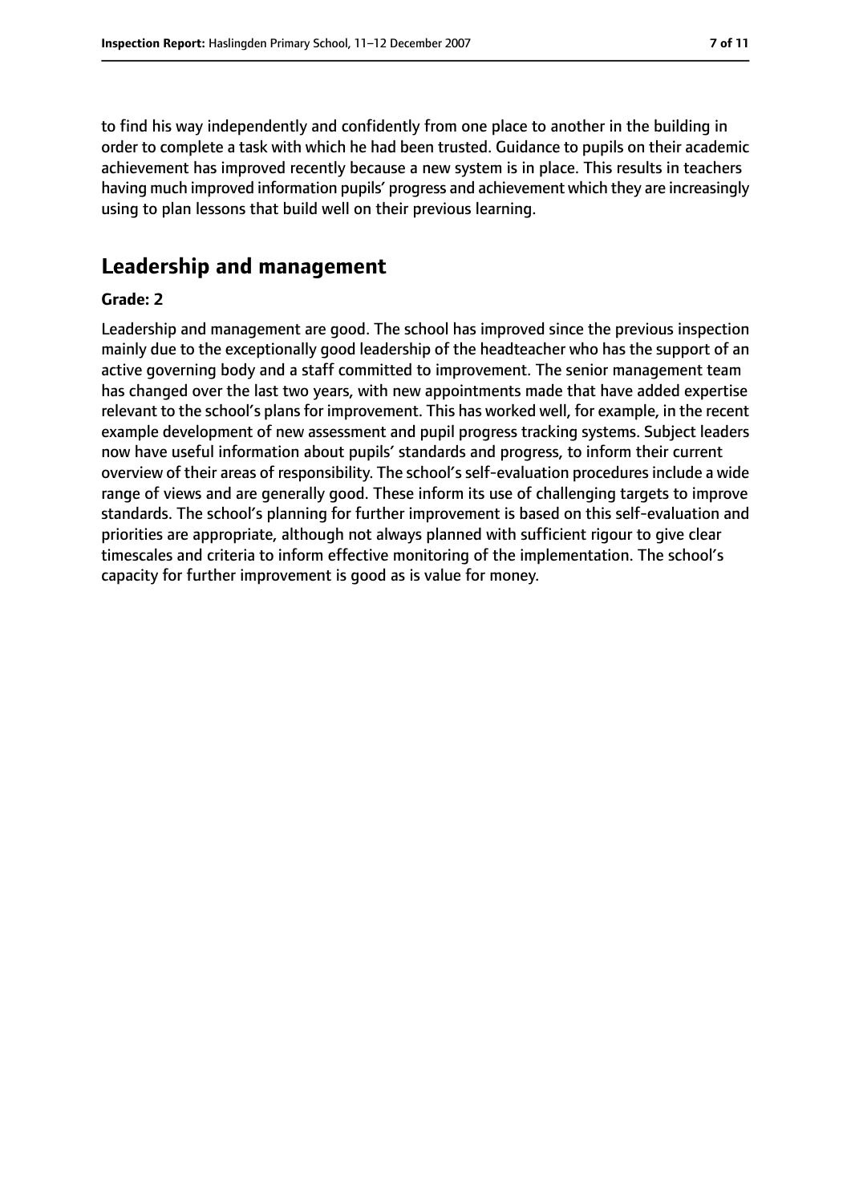to find his way independently and confidently from one place to another in the building in order to complete a task with which he had been trusted. Guidance to pupils on their academic achievement has improved recently because a new system is in place. This results in teachers having much improved information pupils' progress and achievement which they are increasingly using to plan lessons that build well on their previous learning.

## Leadership and management

**Grade: 2**

Leadership and management are good. The school has improved since the previous inspection mainly due to the exceptionally good leadership of the headteacher who has the support of an active governing body and a staff committed to improvement. The senior management team has changed over the last two years, with new appointments made that have added expertise relevant to the school's plans for improvement. This has worked well, for example, in the recent example development of new assessment and pupil progress tracking systems. Subject leaders now have useful information about pupils' standards and progress, to inform their current overview of their areas of responsibility. The school's self-evaluation procedures include a wide range of views and are generally good. These inform its use of challenging targets to improve standards. The school's planning for further improvement is based on this self-evaluation and priorities are appropriate, although not always planned with sufficient rigour to give clear timescales and criteria to inform effective monitoring of the implementation. The school's capacity for further improvement is good as is value for money.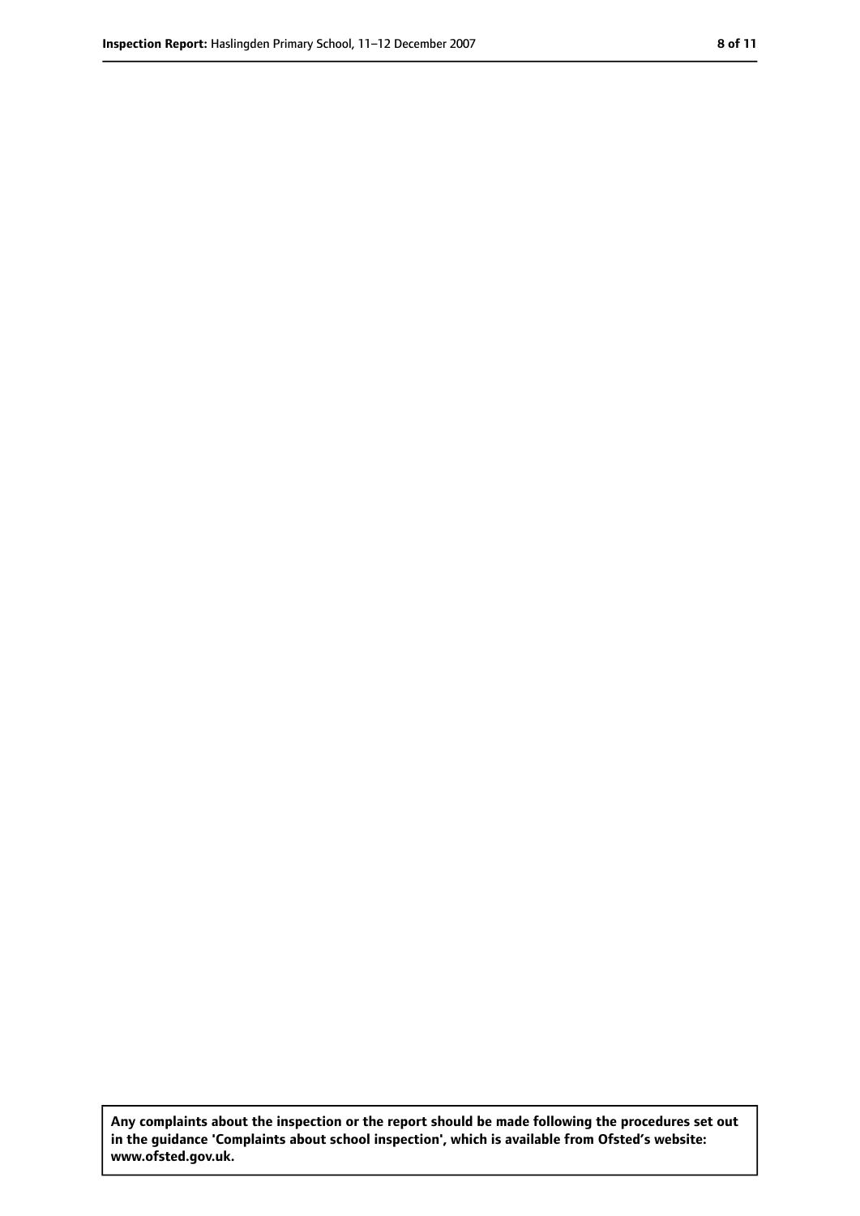**Any complaints about the inspection or the report should be made following the procedures set out in the guidance 'Complaints about school inspection', which is available from Ofsted's website: www.ofsted.gov.uk.**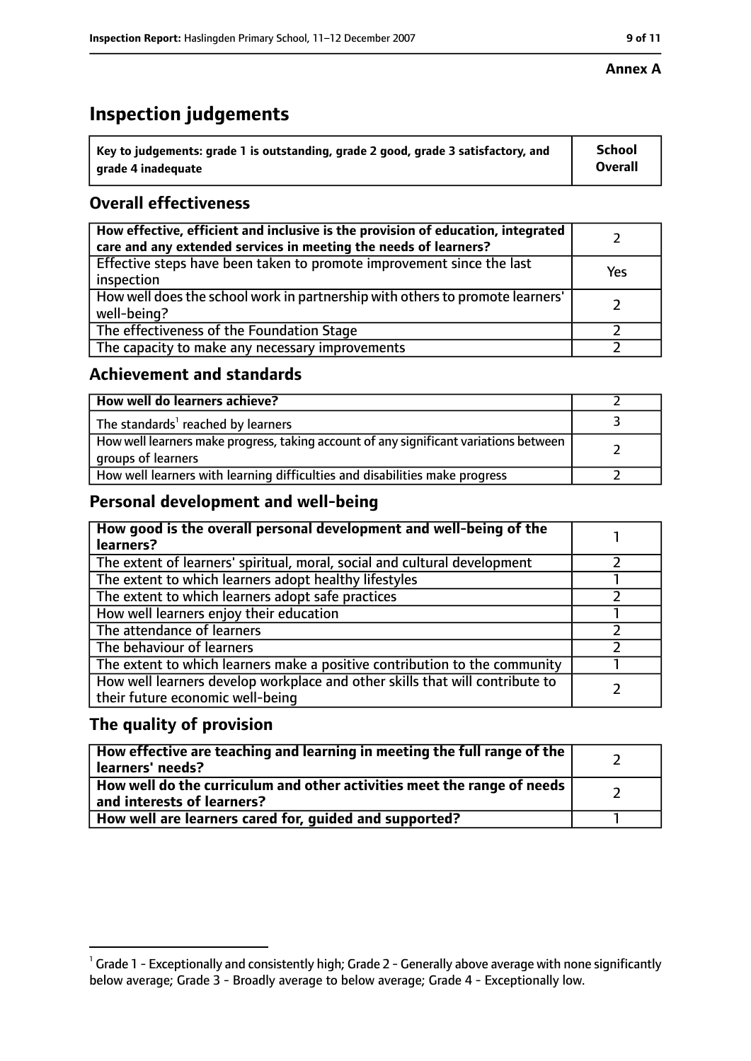**Annex A**

# Inspection judgements

| Key to judgements: grade 1 is outstanding, grade 2 good, grade 3 satisfactory, and grade 4 inadequate | School Overall |
|---|---|

## Overall effectiveness

| | |
|---|---|
| **How effective, efficient and inclusive is the provision of education, integrated care and any extended services in meeting the needs of learners?** | 2 |
| Effective steps have been taken to promote improvement since the last inspection | Yes |
| How well does the school work in partnership with others to promote learners' well-being? | 2 |
| The effectiveness of the Foundation Stage | 2 |
| The capacity to make any necessary improvements | 2 |

## Achievement and standards

| | |
|---|---|
| **How well do learners achieve?** | 2 |
| The standards[1] reached by learners | 3 |
| How well learners make progress, taking account of any significant variations between groups of learners | 2 |
| How well learners with learning difficulties and disabilities make progress | 2 |

## Personal development and well-being

| | |
|---|---|
| **How good is the overall personal development and well-being of the learners?** | 1 |
| The extent of learners' spiritual, moral, social and cultural development | 2 |
| The extent to which learners adopt healthy lifestyles | 1 |
| The extent to which learners adopt safe practices | 2 |
| How well learners enjoy their education | 1 |
| The attendance of learners | 2 |
| The behaviour of learners | 2 |
| The extent to which learners make a positive contribution to the community | 1 |
| How well learners develop workplace and other skills that will contribute to their future economic well-being | 2 |

## The quality of provision

| | |
|---|---|
| **How effective are teaching and learning in meeting the full range of the learners' needs?** | 2 |
| **How well do the curriculum and other activities meet the range of needs and interests of learners?** | 2 |
| **How well are learners cared for, guided and supported?** | 1 |

[1] Grade 1 - Exceptionally and consistently high; Grade 2 - Generally above average with none significantly below average; Grade 3 - Broadly average to below average; Grade 4 - Exceptionally low.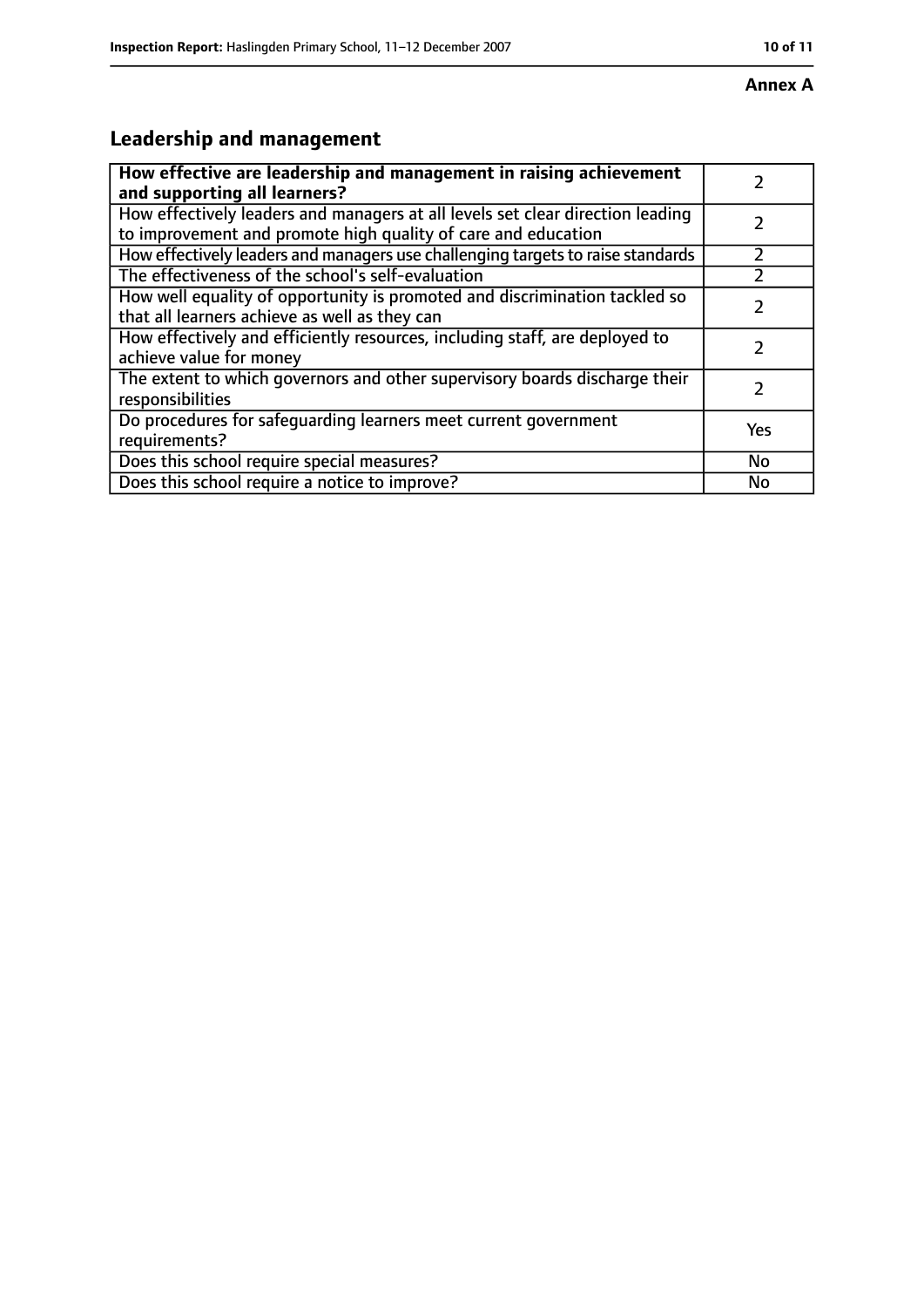**Annex A**

## Leadership and management

| **How effective are leadership and management in raising achievement and supporting all learners?** | 2 |
| --- | --- |
| How effectively leaders and managers at all levels set clear direction leading to improvement and promote high quality of care and education | 2 |
| How effectively leaders and managers use challenging targets to raise standards | 2 |
| The effectiveness of the school's self-evaluation | 2 |
| How well equality of opportunity is promoted and discrimination tackled so that all learners achieve as well as they can | 2 |
| How effectively and efficiently resources, including staff, are deployed to achieve value for money | 2 |
| The extent to which governors and other supervisory boards discharge their responsibilities | 2 |
| Do procedures for safeguarding learners meet current government requirements? | Yes |
| Does this school require special measures? | No |
| Does this school require a notice to improve? | No |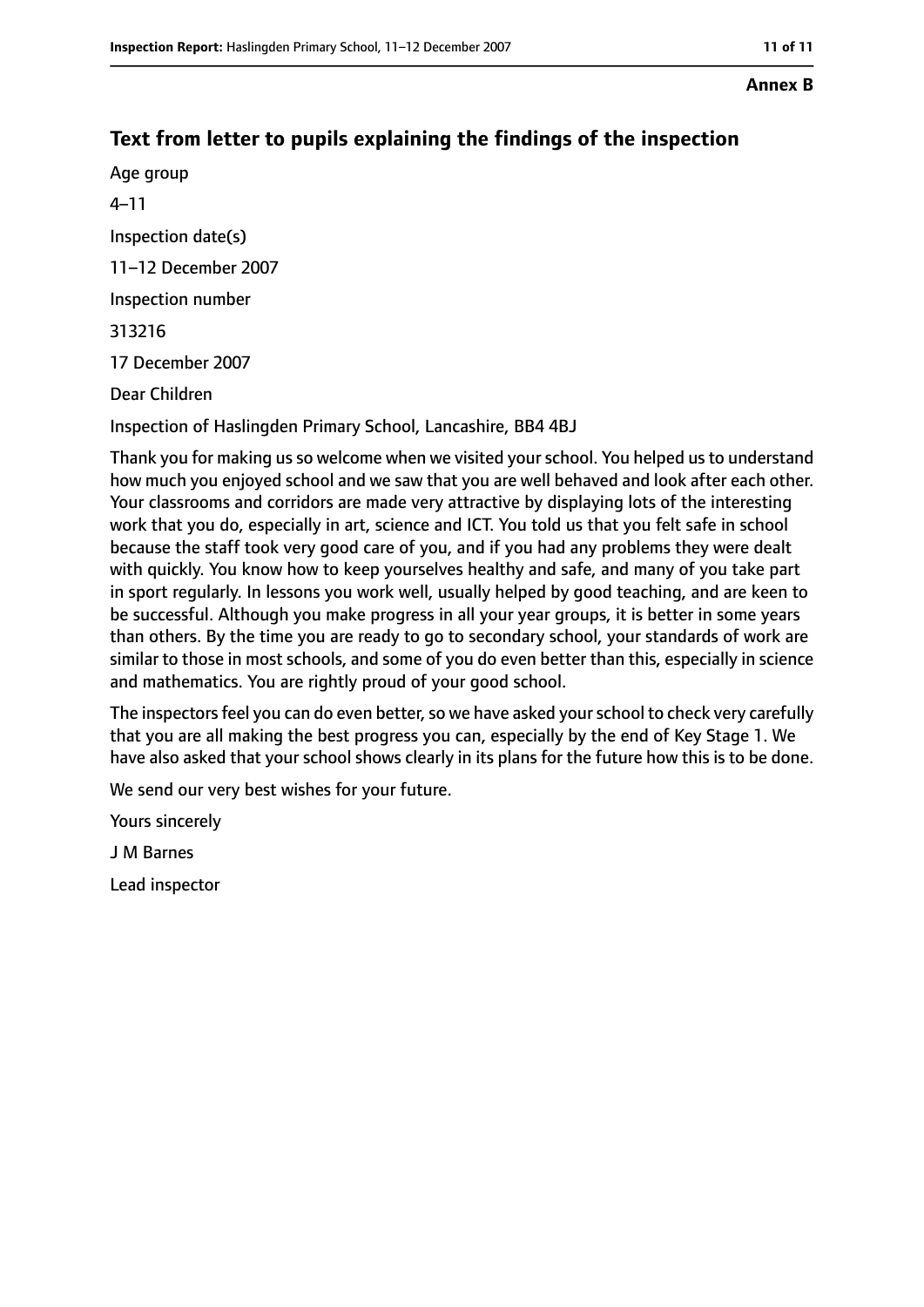**Annex B**

## Text from letter to pupils explaining the findings of the inspection

Age group

4–11

Inspection date(s)

11–12 December 2007

Inspection number

313216

17 December 2007

Dear Children

Inspection of Haslingden Primary School, Lancashire, BB4 4BJ

Thank you for making us so welcome when we visited your school. You helped us to understand how much you enjoyed school and we saw that you are well behaved and look after each other. Your classrooms and corridors are made very attractive by displaying lots of the interesting work that you do, especially in art, science and ICT. You told us that you felt safe in school because the staff took very good care of you, and if you had any problems they were dealt with quickly. You know how to keep yourselves healthy and safe, and many of you take part in sport regularly. In lessons you work well, usually helped by good teaching, and are keen to be successful. Although you make progress in all your year groups, it is better in some years than others. By the time you are ready to go to secondary school, your standards of work are similar to those in most schools, and some of you do even better than this, especially in science and mathematics. You are rightly proud of your good school.

The inspectors feel you can do even better, so we have asked your school to check very carefully that you are all making the best progress you can, especially by the end of Key Stage 1. We have also asked that your school shows clearly in its plans for the future how this is to be done.

We send our very best wishes for your future.

Yours sincerely

J M Barnes

Lead inspector